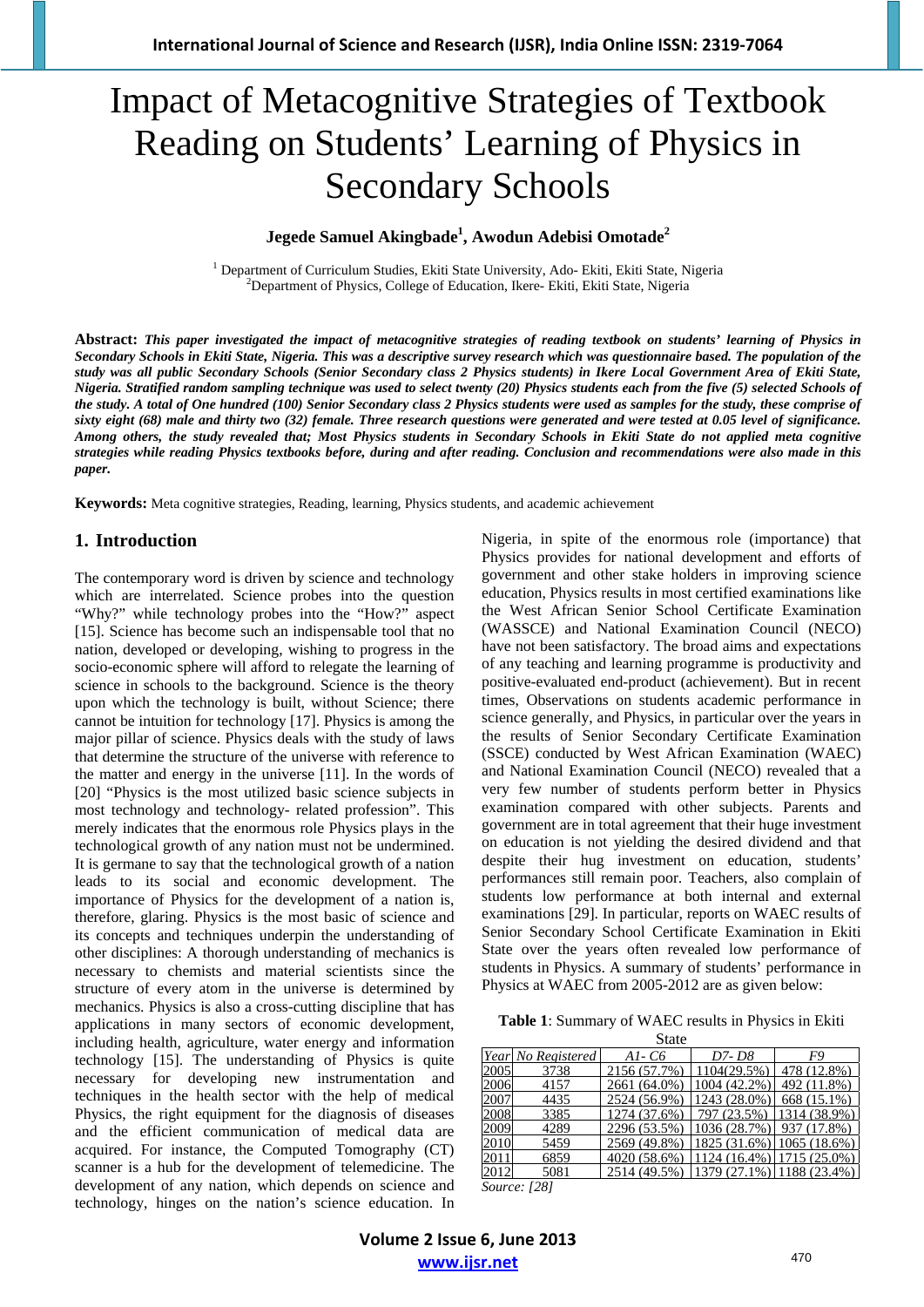# Impact of Metacognitive Strategies of Textbook Reading on Students' Learning of Physics in Secondary Schools

**Jegede Samuel Akingbade[1], Awodun Adebisi Omotade[2]**

[1] Department of Curriculum Studies, Ekiti State University, Ado- Ekiti, Ekiti State, Nigeria
[2]Department of Physics, College of Education, Ikere- Ekiti, Ekiti State, Nigeria

**Abstract:** ***This paper investigated the impact of metacognitive strategies of reading textbook on students' learning of Physics in Secondary Schools in Ekiti State, Nigeria. This was a descriptive survey research which was questionnaire based. The population of the study was all public Secondary Schools (Senior Secondary class 2 Physics students) in Ikere Local Government Area of Ekiti State, Nigeria. Stratified random sampling technique was used to select twenty (20) Physics students each from the five (5) selected Schools of the study. A total of One hundred (100) Senior Secondary class 2 Physics students were used as samples for the study, these comprise of sixty eight (68) male and thirty two (32) female. Three research questions were generated and were tested at 0.05 level of significance. Among others, the study revealed that; Most Physics students in Secondary Schools in Ekiti State do not applied meta cognitive strategies while reading Physics textbooks before, during and after reading. Conclusion and recommendations were also made in this paper.***

**Keywords:** Meta cognitive strategies, Reading, learning, Physics students, and academic achievement

## 1. Introduction

The contemporary word is driven by science and technology which are interrelated. Science probes into the question "Why?" while technology probes into the "How?" aspect [15]. Science has become such an indispensable tool that no nation, developed or developing, wishing to progress in the socio-economic sphere will afford to relegate the learning of science in schools to the background. Science is the theory upon which the technology is built, without Science; there cannot be intuition for technology [17]. Physics is among the major pillar of science. Physics deals with the study of laws that determine the structure of the universe with reference to the matter and energy in the universe [11]. In the words of [20] "Physics is the most utilized basic science subjects in most technology and technology- related profession". This merely indicates that the enormous role Physics plays in the technological growth of any nation must not be undermined. It is germane to say that the technological growth of a nation leads to its social and economic development. The importance of Physics for the development of a nation is, therefore, glaring. Physics is the most basic of science and its concepts and techniques underpin the understanding of other disciplines: A thorough understanding of mechanics is necessary to chemists and material scientists since the structure of every atom in the universe is determined by mechanics. Physics is also a cross-cutting discipline that has applications in many sectors of economic development, including health, agriculture, water energy and information technology [15]. The understanding of Physics is quite necessary for developing new instrumentation and techniques in the health sector with the help of medical Physics, the right equipment for the diagnosis of diseases and the efficient communication of medical data are acquired. For instance, the Computed Tomography (CT) scanner is a hub for the development of telemedicine. The development of any nation, which depends on science and technology, hinges on the nation's science education. In Nigeria, in spite of the enormous role (importance) that Physics provides for national development and efforts of government and other stake holders in improving science education, Physics results in most certified examinations like the West African Senior School Certificate Examination (WASSCE) and National Examination Council (NECO) have not been satisfactory. The broad aims and expectations of any teaching and learning programme is productivity and positive-evaluated end-product (achievement). But in recent times, Observations on students academic performance in science generally, and Physics, in particular over the years in the results of Senior Secondary Certificate Examination (SSCE) conducted by West African Examination (WAEC) and National Examination Council (NECO) revealed that a very few number of students perform better in Physics examination compared with other subjects. Parents and government are in total agreement that their huge investment on education is not yielding the desired dividend and that despite their hug investment on education, students' performances still remain poor. Teachers, also complain of students low performance at both internal and external examinations [29]. In particular, reports on WAEC results of Senior Secondary School Certificate Examination in Ekiti State over the years often revealed low performance of students in Physics. A summary of students' performance in Physics at WAEC from 2005-2012 are as given below:

**Table 1**: Summary of WAEC results in Physics in Ekiti State

| *Year* | *No Registered* | *A1- C6* | *D7- D8* | *F9* |
|---|---|---|---|---|
| 2005 | 3738 | 2156 (57.7%) | 1104(29.5%) | 478 (12.8%) |
| 2006 | 4157 | 2661 (64.0%) | 1004 (42.2%) | 492 (11.8%) |
| 2007 | 4435 | 2524 (56.9%) | 1243 (28.0%) | 668 (15.1%) |
| 2008 | 3385 | 1274 (37.6%) | 797 (23.5%) | 1314 (38.9%) |
| 2009 | 4289 | 2296 (53.5%) | 1036 (28.7%) | 937 (17.8%) |
| 2010 | 5459 | 2569 (49.8%) | 1825 (31.6%) | 1065 (18.6%) |
| 2011 | 6859 | 4020 (58.6%) | 1124 (16.4%) | 1715 (25.0%) |
| 2012 | 5081 | 2514 (49.5%) | 1379 (27.1%) | 1188 (23.4%) |

*Source: [28]*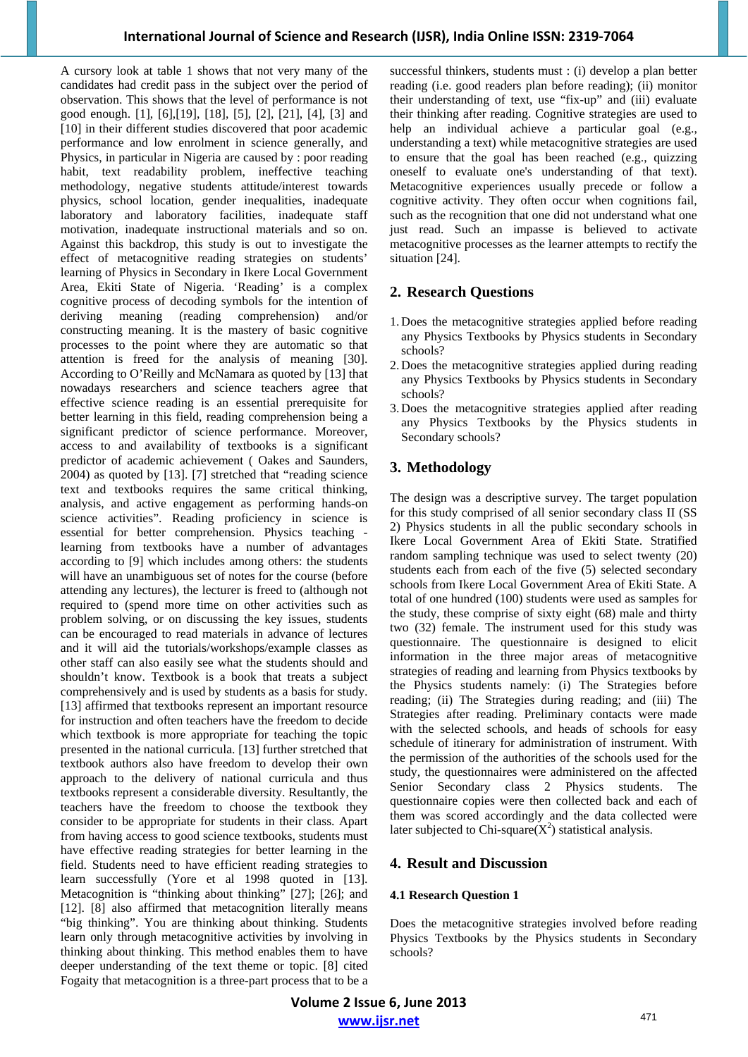A cursory look at table 1 shows that not very many of the candidates had credit pass in the subject over the period of observation. This shows that the level of performance is not good enough. [1], [6],[19], [18], [5], [2], [21], [4], [3] and [10] in their different studies discovered that poor academic performance and low enrolment in science generally, and Physics, in particular in Nigeria are caused by : poor reading habit, text readability problem, ineffective teaching methodology, negative students attitude/interest towards physics, school location, gender inequalities, inadequate laboratory and laboratory facilities, inadequate staff motivation, inadequate instructional materials and so on. Against this backdrop, this study is out to investigate the effect of metacognitive reading strategies on students' learning of Physics in Secondary in Ikere Local Government Area, Ekiti State of Nigeria. 'Reading' is a complex cognitive process of decoding symbols for the intention of deriving meaning (reading comprehension) and/or constructing meaning. It is the mastery of basic cognitive processes to the point where they are automatic so that attention is freed for the analysis of meaning [30]. According to O'Reilly and McNamara as quoted by [13] that nowadays researchers and science teachers agree that effective science reading is an essential prerequisite for better learning in this field, reading comprehension being a significant predictor of science performance. Moreover, access to and availability of textbooks is a significant predictor of academic achievement ( Oakes and Saunders, 2004) as quoted by [13]. [7] stretched that "reading science text and textbooks requires the same critical thinking, analysis, and active engagement as performing hands-on science activities". Reading proficiency in science is essential for better comprehension. Physics teaching - learning from textbooks have a number of advantages according to [9] which includes among others: the students will have an unambiguous set of notes for the course (before attending any lectures), the lecturer is freed to (although not required to (spend more time on other activities such as problem solving, or on discussing the key issues, students can be encouraged to read materials in advance of lectures and it will aid the tutorials/workshops/example classes as other staff can also easily see what the students should and shouldn't know. Textbook is a book that treats a subject comprehensively and is used by students as a basis for study. [13] affirmed that textbooks represent an important resource for instruction and often teachers have the freedom to decide which textbook is more appropriate for teaching the topic presented in the national curricula. [13] further stretched that textbook authors also have freedom to develop their own approach to the delivery of national curricula and thus textbooks represent a considerable diversity. Resultantly, the teachers have the freedom to choose the textbook they consider to be appropriate for students in their class. Apart from having access to good science textbooks, students must have effective reading strategies for better learning in the field. Students need to have efficient reading strategies to learn successfully (Yore et al 1998 quoted in [13]. Metacognition is "thinking about thinking" [27]; [26]; and [12]. [8] also affirmed that metacognition literally means "big thinking". You are thinking about thinking. Students learn only through metacognitive activities by involving in thinking about thinking. This method enables them to have deeper understanding of the text theme or topic. [8] cited Fogaity that metacognition is a three-part process that to be a successful thinkers, students must : (i) develop a plan better reading (i.e. good readers plan before reading); (ii) monitor their understanding of text, use "fix-up" and (iii) evaluate their thinking after reading. Cognitive strategies are used to help an individual achieve a particular goal (e.g., understanding a text) while metacognitive strategies are used to ensure that the goal has been reached (e.g., quizzing oneself to evaluate one's understanding of that text). Metacognitive experiences usually precede or follow a cognitive activity. They often occur when cognitions fail, such as the recognition that one did not understand what one just read. Such an impasse is believed to activate metacognitive processes as the learner attempts to rectify the situation [24].

## 2. Research Questions

1. Does the metacognitive strategies applied before reading any Physics Textbooks by Physics students in Secondary schools?
2. Does the metacognitive strategies applied during reading any Physics Textbooks by Physics students in Secondary schools?
3. Does the metacognitive strategies applied after reading any Physics Textbooks by the Physics students in Secondary schools?

## 3. Methodology

The design was a descriptive survey. The target population for this study comprised of all senior secondary class II (SS 2) Physics students in all the public secondary schools in Ikere Local Government Area of Ekiti State. Stratified random sampling technique was used to select twenty (20) students each from each of the five (5) selected secondary schools from Ikere Local Government Area of Ekiti State. A total of one hundred (100) students were used as samples for the study, these comprise of sixty eight (68) male and thirty two (32) female. The instrument used for this study was questionnaire. The questionnaire is designed to elicit information in the three major areas of metacognitive strategies of reading and learning from Physics textbooks by the Physics students namely: (i) The Strategies before reading; (ii) The Strategies during reading; and (iii) The Strategies after reading. Preliminary contacts were made with the selected schools, and heads of schools for easy schedule of itinerary for administration of instrument. With the permission of the authorities of the schools used for the study, the questionnaires were administered on the affected Senior Secondary class 2 Physics students. The questionnaire copies were then collected back and each of them was scored accordingly and the data collected were later subjected to Chi-square($X^2$) statistical analysis.

## 4. Result and Discussion

### 4.1 Research Question 1

Does the metacognitive strategies involved before reading Physics Textbooks by the Physics students in Secondary schools?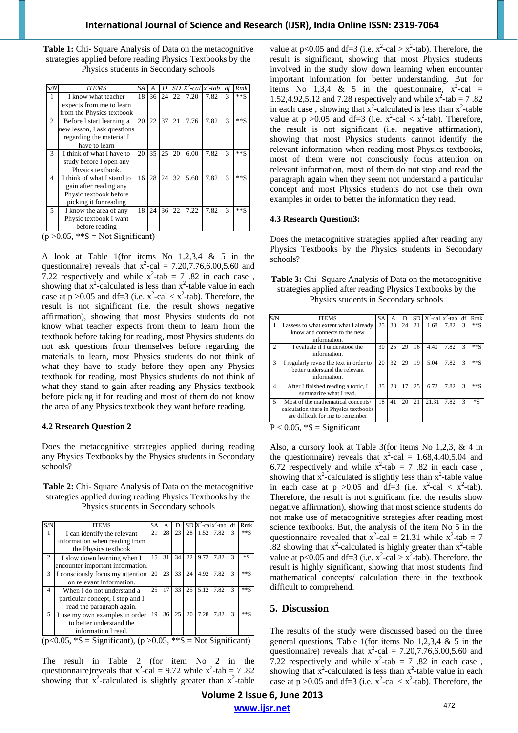**Table 1:** Chi- Square Analysis of Data on the metacognitive strategies applied before reading Physics Textbooks by the Physics students in Secondary schools

| S/N | ITEMS | SA | A | D | SD | $X^2$-cal | $x^2$-tab | df | Rmk |
|---|---|---|---|---|---|---|---|---|---|
| 1 | I know what teacher expects from me to learn from the Physics textbook | 18 | 36 | 24 | 22 | 7.20 | 7.82 | 3 | **S |
| 2 | Before I start learning a new lesson, I ask questions regarding the material I have to learn | 20 | 22 | 37 | 21 | 7.76 | 7.82 | 3 | **S |
| 3 | I think of what I have to study before I open any Physics textbook. | 20 | 35 | 25 | 20 | 6.00 | 7.82 | 3 | **S |
| 4 | I think of what I stand to gain after reading any Physic textbook before picking it for reading | 16 | 28 | 24 | 32 | 5.60 | 7.82 | 3 | **S |
| 5 | I know the area of any Physic textbook I want before reading | 18 | 24 | 36 | 22 | 7.22 | 7.82 | 3 | **S |

($p > 0.05$, **S = Not Significant)

A look at Table 1(for items No 1,2,3,4 & 5 in the questionnaire) reveals that $x^2$-cal = 7.20,7.76,6.00,5.60 and 7.22 respectively and while $x^2$-tab = 7 .82 in each case , showing that $x^2$-calculated is less than $x^2$-table value in each case at $p > 0.05$ and df=3 (i.e. $x^2$-cal < $x^2$-tab). Therefore, the result is not significant (i.e. the result shows negative affirmation), showing that most Physics students do not know what teacher expects from them to learn from the textbook before taking for reading, most Physics students do not ask questions from themselves before regarding the materials to learn, most Physics students do not think of what they have to study before they open any Physics textbook for reading, most Physics students do not think of what they stand to gain after reading any Physics textbook before picking it for reading and most of them do not know the area of any Physics textbook they want before reading.

### 4.2 Research Question 2

Does the metacognitive strategies applied during reading any Physics Textbooks by the Physics students in Secondary schools?

**Table 2:** Chi- Square Analysis of Data on the metacognitive strategies applied during reading Physics Textbooks by the Physics students in Secondary schools

| S/N | ITEMS | SA | A | D | SD | $X^2$-cal | $x^2$-tab | df | Rmk |
|---|---|---|---|---|---|---|---|---|---|
| 1 | I can identify the relevant information when reading from the Physics textbook | 21 | 28 | 23 | 28 | 1.52 | 7.82 | 3 | **S |
| 2 | I slow down learning when I encounter important information. | 15 | 31 | 34 | 22 | 9.72 | 7.82 | 3 | *S |
| 3 | I consciously focus my attention on relevant information. | 20 | 23 | 33 | 24 | 4.92 | 7.82 | 3 | **S |
| 4 | When I do not understand a particular concept, I stop and I read the paragraph again. | 25 | 17 | 33 | 25 | 5.12 | 7.82 | 3 | **S |
| 5 | I use my own examples in order to better understand the information I read. | 19 | 36 | 25 | 20 | 7.28 | 7.82 | 3 | **S |

($p < 0.05$, *S = Significant), ($p > 0.05$, **S = Not Significant)

The result in Table 2 (for item No 2 in the questionnaire)reveals that $x^2$-cal = 9.72 while $x^2$-tab = 7 .82 showing that $x^2$-calculated is slightly greater than $x^2$-table value at $p < 0.05$ and df=3 (i.e. $x^2$-cal > $x^2$-tab). Therefore, the result is significant, showing that most Physics students involved in the study slow down learning when encounter important information for better understanding. But for items No 1,3,4 & 5 in the questionnaire, $x^2$-cal = 1.52,4.92,5.12 and 7.28 respectively and while $x^2$-tab = 7 .82 in each case , showing that $x^2$-calculated is less than $x^2$-table value at $p > 0.05$ and df=3 (i.e. $x^2$-cal < $x^2$-tab). Therefore, the result is not significant (i.e. negative affirmation), showing that most Physics students cannot identify the relevant information when reading most Physics textbooks, most of them were not consciously focus attention on relevant information, most of them do not stop and read the paragraph again when they seem not understand a particular concept and most Physics students do not use their own examples in order to better the information they read.

### 4.3 Research Question3:

Does the metacognitive strategies applied after reading any Physics Textbooks by the Physics students in Secondary schools?

**Table 3:** Chi- Square Analysis of Data on the metacognitive strategies applied after reading Physics Textbooks by the Physics students in Secondary schools

| S/N | ITEMS | SA | A | D | SD | $X^2$-cal | $x^2$-tab | df | Rmk |
|---|---|---|---|---|---|---|---|---|---|
| 1 | I assess to what extent what I already know and connects to the new information. | 25 | 30 | 24 | 21 | 1.68 | 7.82 | 3 | **S |
| 2 | I evaluate if I understood the information. | 30 | 25 | 29 | 16 | 4.40 | 7.82 | 3 | **S |
| 3 | I regularly revise the text in order to better understand the relevant information. | 20 | 32 | 29 | 19 | 5.04 | 7.82 | 3 | **S |
| 4 | After I finished reading a topic, I summarize what I read. | 35 | 23 | 17 | 25 | 6.72 | 7.82 | 3 | **S |
| 5 | Most of the mathematical concepts/ calculation there in Physics textbooks are difficult for me to remember | 18 | 41 | 20 | 21 | 21.31 | 7.82 | 3 | *S |

$P < 0.05$, *S = Significant

Also, a cursory look at Table 3(for items No 1,2,3, & 4 in the questionnaire) reveals that $x^2$-cal = 1.68,4.40,5.04 and 6.72 respectively and while $x^2$-tab = 7 .82 in each case , showing that $x^2$-calculated is slightly less than $x^2$-table value in each case at $p > 0.05$ and df=3 (i.e. $x^2$-cal < $x^2$-tab). Therefore, the result is not significant (i.e. the results show negative affirmation), showing that most science students do not make use of metacognitive strategies after reading most science textbooks. But, the analysis of the item No 5 in the questionnaire revealed that $x^2$-cal = 21.31 while $x^2$-tab = 7 .82 showing that $x^2$-calculated is highly greater than $x^2$-table value at $p < 0.05$ and df=3 (i.e. $x^2$-cal > $x^2$-tab). Therefore, the result is highly significant, showing that most students find mathematical concepts/ calculation there in the textbook difficult to comprehend.

## 5. Discussion

The results of the study were discussed based on the three general questions. Table 1(for items No 1,2,3,4 & 5 in the questionnaire) reveals that $x^2$-cal = 7.20,7.76,6.00,5.60 and 7.22 respectively and while $x^2$-tab = 7 .82 in each case , showing that $x^2$-calculated is less than $x^2$-table value in each case at $p > 0.05$ and df=3 (i.e. $x^2$-cal < $x^2$-tab). Therefore, the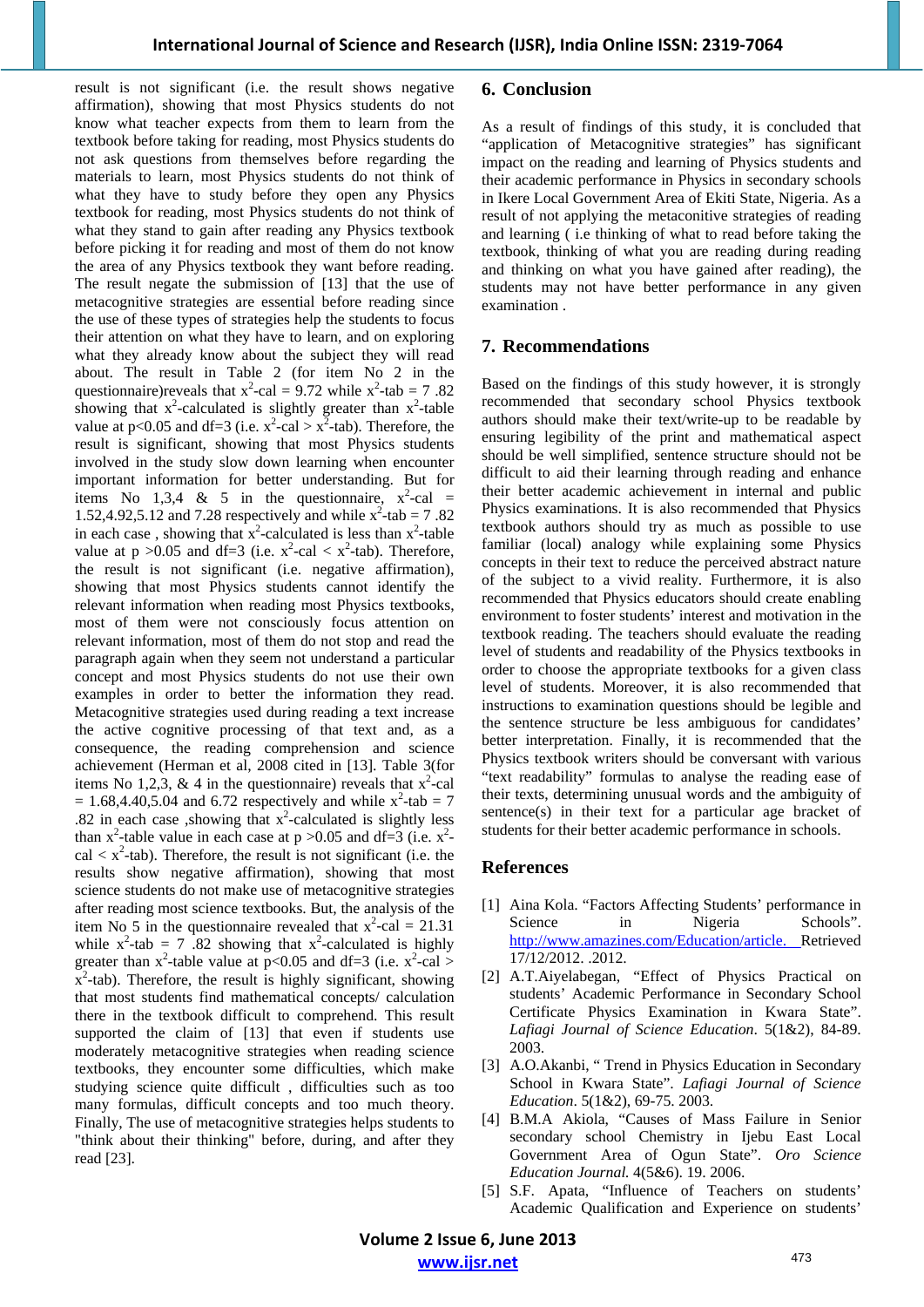result is not significant (i.e. the result shows negative affirmation), showing that most Physics students do not know what teacher expects from them to learn from the textbook before taking for reading, most Physics students do not ask questions from themselves before regarding the materials to learn, most Physics students do not think of what they have to study before they open any Physics textbook for reading, most Physics students do not think of what they stand to gain after reading any Physics textbook before picking it for reading and most of them do not know the area of any Physics textbook they want before reading. The result negate the submission of [13] that the use of metacognitive strategies are essential before reading since the use of these types of strategies help the students to focus their attention on what they have to learn, and on exploring what they already know about the subject they will read about. The result in Table 2 (for item No 2 in the questionnaire)reveals that $x^2$-cal = 9.72 while $x^2$-tab = 7 .82 showing that $x^2$-calculated is slightly greater than $x^2$-table value at $p<0.05$ and df=3 (i.e. $x^2$-cal > $x^2$-tab). Therefore, the result is significant, showing that most Physics students involved in the study slow down learning when encounter important information for better understanding. But for items No 1,3,4 & 5 in the questionnaire, $x^2$-cal = 1.52,4.92,5.12 and 7.28 respectively and while $x^2$-tab = 7 .82 in each case , showing that $x^2$-calculated is less than $x^2$-table value at $p >0.05$ and df=3 (i.e. $x^2$-cal < $x^2$-tab). Therefore, the result is not significant (i.e. negative affirmation), showing that most Physics students cannot identify the relevant information when reading most Physics textbooks, most of them were not consciously focus attention on relevant information, most of them do not stop and read the paragraph again when they seem not understand a particular concept and most Physics students do not use their own examples in order to better the information they read. Metacognitive strategies used during reading a text increase the active cognitive processing of that text and, as a consequence, the reading comprehension and science achievement (Herman et al, 2008 cited in [13]. Table 3(for items No 1,2,3, & 4 in the questionnaire) reveals that $x^2$-cal = 1.68,4.40,5.04 and 6.72 respectively and while $x^2$-tab = 7 .82 in each case ,showing that $x^2$-calculated is slightly less than $x^2$-table value in each case at $p >0.05$ and df=3 (i.e. $x^2$-cal < $x^2$-tab). Therefore, the result is not significant (i.e. the results show negative affirmation), showing that most science students do not make use of metacognitive strategies after reading most science textbooks. But, the analysis of the item No 5 in the questionnaire revealed that $x^2$-cal = 21.31 while $x^2$-tab = 7 .82 showing that $x^2$-calculated is highly greater than $x^2$-table value at $p<0.05$ and df=3 (i.e. $x^2$-cal > $x^2$-tab). Therefore, the result is highly significant, showing that most students find mathematical concepts/ calculation there in the textbook difficult to comprehend. This result supported the claim of [13] that even if students use moderately metacognitive strategies when reading science textbooks, they encounter some difficulties, which make studying science quite difficult , difficulties such as too many formulas, difficult concepts and too much theory. Finally, The use of metacognitive strategies helps students to "think about their thinking" before, during, and after they read [23].

## 6. Conclusion

As a result of findings of this study, it is concluded that "application of Metacognitive strategies" has significant impact on the reading and learning of Physics students and their academic performance in Physics in secondary schools in Ikere Local Government Area of Ekiti State, Nigeria. As a result of not applying the metaconitive strategies of reading and learning ( i.e thinking of what to read before taking the textbook, thinking of what you are reading during reading and thinking on what you have gained after reading), the students may not have better performance in any given examination .

## 7. Recommendations

Based on the findings of this study however, it is strongly recommended that secondary school Physics textbook authors should make their text/write-up to be readable by ensuring legibility of the print and mathematical aspect should be well simplified, sentence structure should not be difficult to aid their learning through reading and enhance their better academic achievement in internal and public Physics examinations. It is also recommended that Physics textbook authors should try as much as possible to use familiar (local) analogy while explaining some Physics concepts in their text to reduce the perceived abstract nature of the subject to a vivid reality. Furthermore, it is also recommended that Physics educators should create enabling environment to foster students' interest and motivation in the textbook reading. The teachers should evaluate the reading level of students and readability of the Physics textbooks in order to choose the appropriate textbooks for a given class level of students. Moreover, it is also recommended that instructions to examination questions should be legible and the sentence structure be less ambiguous for candidates' better interpretation. Finally, it is recommended that the Physics textbook writers should be conversant with various "text readability" formulas to analyse the reading ease of their texts, determining unusual words and the ambiguity of sentence(s) in their text for a particular age bracket of students for their better academic performance in schools.

## References

[1] Aina Kola. "Factors Affecting Students' performance in Science in Nigeria Schools". http://www.amazines.com/Education/article. Retrieved 17/12/2012. .2012.

[2] A.T.Aiyelabegan, "Effect of Physics Practical on students' Academic Performance in Secondary School Certificate Physics Examination in Kwara State". *Lafiagi Journal of Science Education*. 5(1&2), 84-89. 2003.

[3] A.O.Akanbi, " Trend in Physics Education in Secondary School in Kwara State". *Lafiagi Journal of Science Education*. 5(1&2), 69-75. 2003.

[4] B.M.A Akiola, "Causes of Mass Failure in Senior secondary school Chemistry in Ijebu East Local Government Area of Ogun State". *Oro Science Education Journal*. 4(5&6). 19. 2006.

[5] S.F. Apata, "Influence of Teachers on students' Academic Qualification and Experience on students'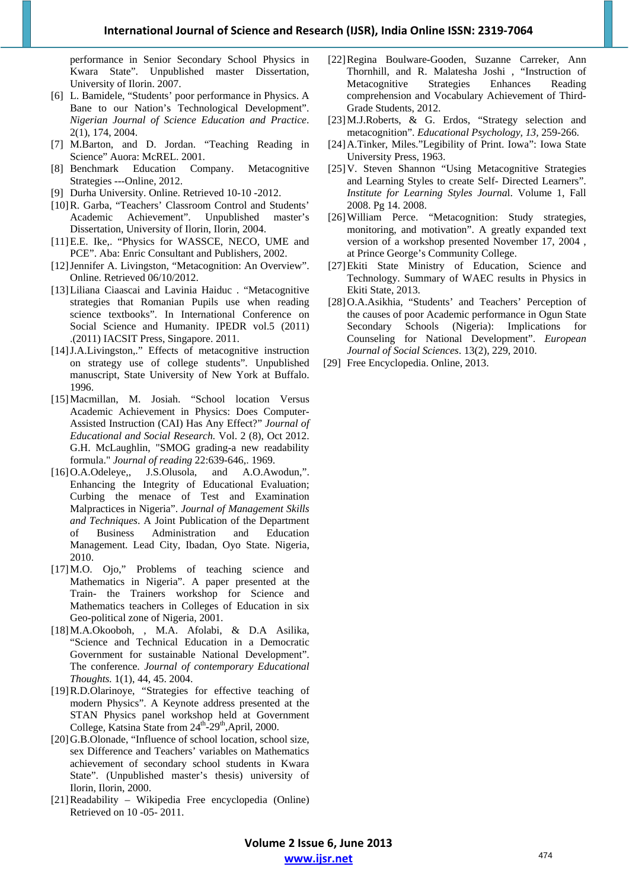performance in Senior Secondary School Physics in Kwara State". Unpublished master Dissertation, University of Ilorin. 2007.

[6] L. Bamidele, "Students' poor performance in Physics. A Bane to our Nation's Technological Development". *Nigerian Journal of Science Education and Practice*. 2(1), 174, 2004.

[7] M.Barton, and D. Jordan. "Teaching Reading in Science" Auora: McREL. 2001.

[8] Benchmark Education Company. Metacognitive Strategies ---Online, 2012.

[9] Durha University. Online. Retrieved 10-10 -2012.

[10] R. Garba, "Teachers' Classroom Control and Students' Academic Achievement". Unpublished master's Dissertation, University of Ilorin, Ilorin, 2004.

[11] E.E. Ike,. "Physics for WASSCE, NECO, UME and PCE". Aba: Enric Consultant and Publishers, 2002.

[12] Jennifer A. Livingston, "Metacognition: An Overview". Online. Retrieved 06/10/2012.

[13] Liliana Ciaascai and Lavinia Haiduc . "Metacognitive strategies that Romanian Pupils use when reading science textbooks". In International Conference on Social Science and Humanity. IPEDR vol.5 (2011) .(2011) IACSIT Press, Singapore. 2011.

[14] J.A.Livingston,." Effects of metacognitive instruction on strategy use of college students". Unpublished manuscript, State University of New York at Buffalo. 1996.

[15] Macmillan, M. Josiah. "School location Versus Academic Achievement in Physics: Does Computer-Assisted Instruction (CAI) Has Any Effect?" *Journal of Educational and Social Research.* Vol. 2 (8), Oct 2012. G.H. McLaughlin, "SMOG grading-a new readability formula." *Journal of reading* 22:639-646,. 1969.

[16] O.A.Odeleye,, J.S.Olusola, and A.O.Awodun,". Enhancing the Integrity of Educational Evaluation; Curbing the menace of Test and Examination Malpractices in Nigeria". *Journal of Management Skills and Techniques*. A Joint Publication of the Department of Business Administration and Education Management. Lead City, Ibadan, Oyo State. Nigeria, 2010.

[17] M.O. Ojo," Problems of teaching science and Mathematics in Nigeria". A paper presented at the Train- the Trainers workshop for Science and Mathematics teachers in Colleges of Education in six Geo-political zone of Nigeria, 2001.

[18] M.A.Okooboh, , M.A. Afolabi, & D.A Asilika, "Science and Technical Education in a Democratic Government for sustainable National Development". The conference. *Journal of contemporary Educational Thoughts.* 1(1), 44, 45. 2004.

[19] R.D.Olarinoye, "Strategies for effective teaching of modern Physics". A Keynote address presented at the STAN Physics panel workshop held at Government College, Katsina State from 24th-29th,April, 2000.

[20] G.B.Olonade, "Influence of school location, school size, sex Difference and Teachers' variables on Mathematics achievement of secondary school students in Kwara State". (Unpublished master's thesis) university of Ilorin, Ilorin, 2000.

[21] Readability – Wikipedia Free encyclopedia (Online) Retrieved on 10 -05- 2011.

[22] Regina Boulware-Gooden, Suzanne Carreker, Ann Thornhill, and R. Malatesha Joshi , "Instruction of Metacognitive Strategies Enhances Reading comprehension and Vocabulary Achievement of Third-Grade Students, 2012.

[23] M.J.Roberts, & G. Erdos, "Strategy selection and metacognition". *Educational Psychology, 13*, 259-266.

[24] A.Tinker, Miles."Legibility of Print. Iowa": Iowa State University Press, 1963.

[25] V. Steven Shannon "Using Metacognitive Strategies and Learning Styles to create Self- Directed Learners". *Institute for Learning Styles Journa*l. Volume 1, Fall 2008. Pg 14. 2008.

[26] William Perce. "Metacognition: Study strategies, monitoring, and motivation". A greatly expanded text version of a workshop presented November 17, 2004 , at Prince George's Community College.

[27] Ekiti State Ministry of Education, Science and Technology. Summary of WAEC results in Physics in Ekiti State, 2013.

[28] O.A.Asikhia, "Students' and Teachers' Perception of the causes of poor Academic performance in Ogun State Secondary Schools (Nigeria): Implications for Counseling for National Development". *European Journal of Social Sciences*. 13(2), 229, 2010.

[29] Free Encyclopedia. Online, 2013.